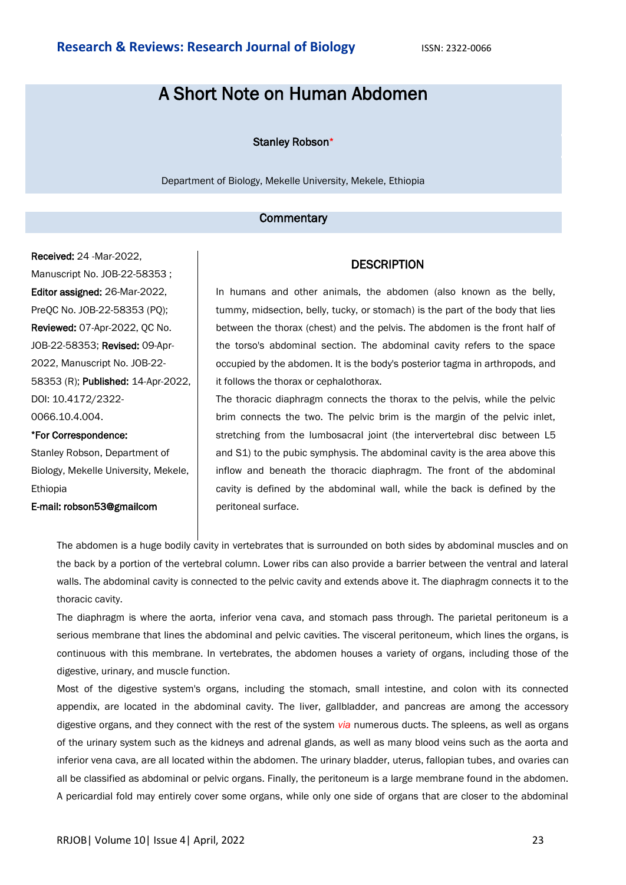# A Short Note on Human Abdomen

**Stanley Robson***

Department of Biology, Mekelle University, Mekele, Ethiopia

## Commentary

**Received:** 24 -Mar-2022, Manuscript No. JOB-22-58353 ; **Editor assigned:** 26-Mar-2022, PreQC No. JOB-22-58353 (PQ); **Reviewed:** 07-Apr-2022, QC No. JOB-22-58353; **Revised:** 09-Apr-2022, Manuscript No. JOB-22-58353 (R); **Published:** 14-Apr-2022, DOI: 10.4172/2322-0066.10.4.004.

***For Correspondence:**

Stanley Robson, Department of Biology, Mekelle University, Mekele, Ethiopia

**E-mail: robson53@gmailcom**

## DESCRIPTION

In humans and other animals, the abdomen (also known as the belly, tummy, midsection, belly, tucky, or stomach) is the part of the body that lies between the thorax (chest) and the pelvis. The abdomen is the front half of the torso's abdominal section. The abdominal cavity refers to the space occupied by the abdomen. It is the body's posterior tagma in arthropods, and it follows the thorax or cephalothorax.

The thoracic diaphragm connects the thorax to the pelvis, while the pelvic brim connects the two. The pelvic brim is the margin of the pelvic inlet, stretching from the lumbosacral joint (the intervertebral disc between L5 and S1) to the pubic symphysis. The abdominal cavity is the area above this inflow and beneath the thoracic diaphragm. The front of the abdominal cavity is defined by the abdominal wall, while the back is defined by the peritoneal surface.

The abdomen is a huge bodily cavity in vertebrates that is surrounded on both sides by abdominal muscles and on the back by a portion of the vertebral column. Lower ribs can also provide a barrier between the ventral and lateral walls. The abdominal cavity is connected to the pelvic cavity and extends above it. The diaphragm connects it to the thoracic cavity.

The diaphragm is where the aorta, inferior vena cava, and stomach pass through. The parietal peritoneum is a serious membrane that lines the abdominal and pelvic cavities. The visceral peritoneum, which lines the organs, is continuous with this membrane. In vertebrates, the abdomen houses a variety of organs, including those of the digestive, urinary, and muscle function.

Most of the digestive system's organs, including the stomach, small intestine, and colon with its connected appendix, are located in the abdominal cavity. The liver, gallbladder, and pancreas are among the accessory digestive organs, and they connect with the rest of the system *via* numerous ducts. The spleens, as well as organs of the urinary system such as the kidneys and adrenal glands, as well as many blood veins such as the aorta and inferior vena cava, are all located within the abdomen. The urinary bladder, uterus, fallopian tubes, and ovaries can all be classified as abdominal or pelvic organs. Finally, the peritoneum is a large membrane found in the abdomen. A pericardial fold may entirely cover some organs, while only one side of organs that are closer to the abdominal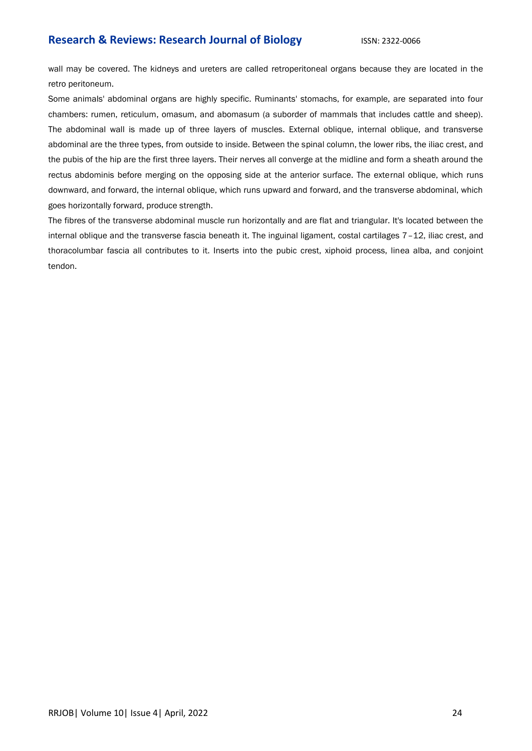wall may be covered. The kidneys and ureters are called retroperitoneal organs because they are located in the retro peritoneum.

Some animals' abdominal organs are highly specific. Ruminants' stomachs, for example, are separated into four chambers: rumen, reticulum, omasum, and abomasum (a suborder of mammals that includes cattle and sheep). The abdominal wall is made up of three layers of muscles. External oblique, internal oblique, and transverse abdominal are the three types, from outside to inside. Between the spinal column, the lower ribs, the iliac crest, and the pubis of the hip are the first three layers. Their nerves all converge at the midline and form a sheath around the rectus abdominis before merging on the opposing side at the anterior surface. The external oblique, which runs downward, and forward, the internal oblique, which runs upward and forward, and the transverse abdominal, which goes horizontally forward, produce strength.

The fibres of the transverse abdominal muscle run horizontally and are flat and triangular. It's located between the internal oblique and the transverse fascia beneath it. The inguinal ligament, costal cartilages 7–12, iliac crest, and thoracolumbar fascia all contributes to it. Inserts into the pubic crest, xiphoid process, linea alba, and conjoint tendon.